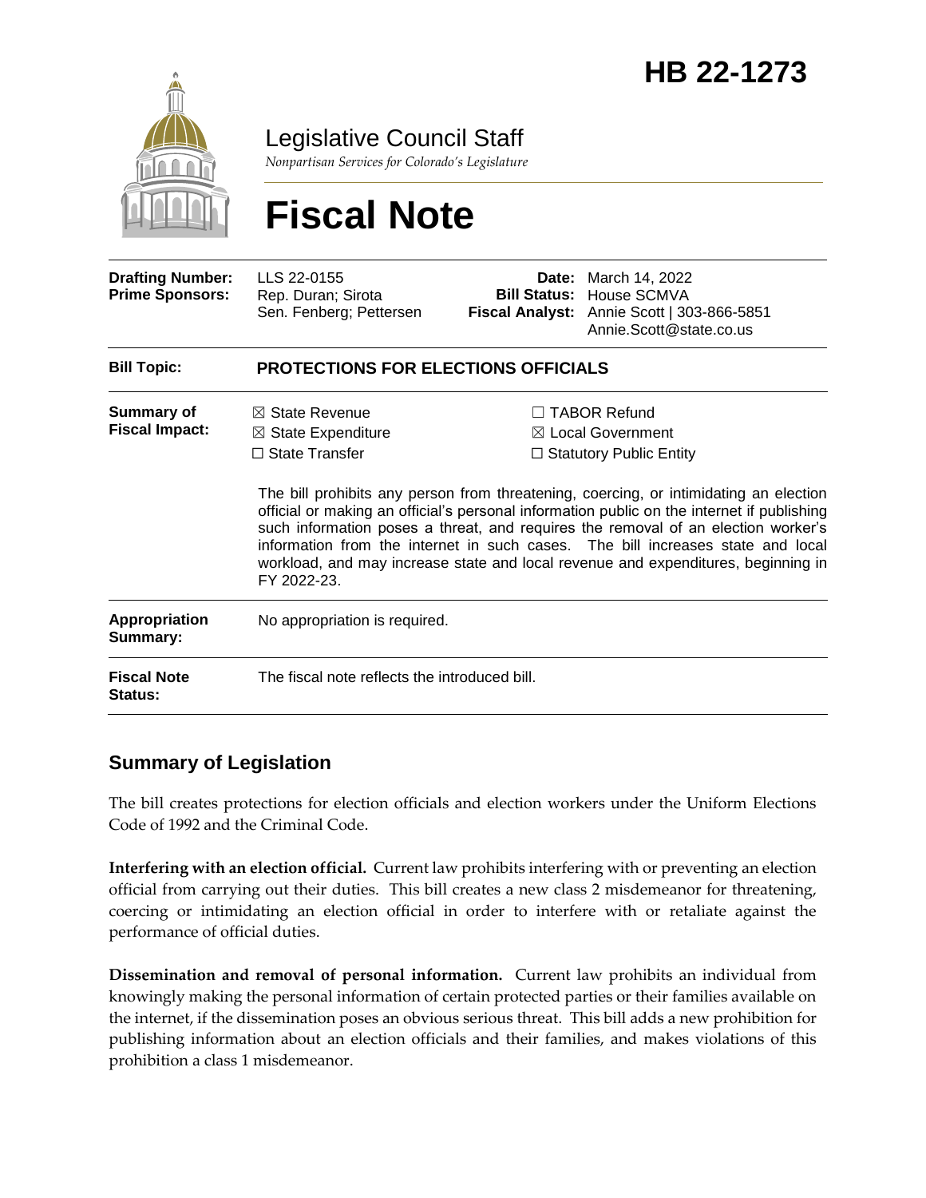# HB 22-1273

Legislative Council Staff

*Nonpartisan Services for Colorado's Legislature*

# Fiscal Note

| | | | |
|---|---|---|---|
| **Drafting Number:** | LLS 22-0155 | **Date:** | March 14, 2022 |
| **Prime Sponsors:** | Rep. Duran; Sirota<br>Sen. Fenberg; Pettersen | **Bill Status:** | House SCMVA |
| | | **Fiscal Analyst:** | Annie Scott \| 303-866-5851<br>Annie.Scott@state.co.us |

| | |
|---|---|
| **Bill Topic:** | **PROTECTIONS FOR ELECTIONS OFFICIALS** |
| **Summary of Fiscal Impact:** | ☒ State Revenue ☐ TABOR Refund<br>☒ State Expenditure ☒ Local Government<br>☐ State Transfer ☐ Statutory Public Entity<br><br>The bill prohibits any person from threatening, coercing, or intimidating an election official or making an official's personal information public on the internet if publishing such information poses a threat, and requires the removal of an election worker's information from the internet in such cases. The bill increases state and local workload, and may increase state and local revenue and expenditures, beginning in FY 2022-23. |
| **Appropriation Summary:** | No appropriation is required. |
| **Fiscal Note Status:** | The fiscal note reflects the introduced bill. |

## Summary of Legislation

The bill creates protections for election officials and election workers under the Uniform Elections Code of 1992 and the Criminal Code.

**Interfering with an election official.** Current law prohibits interfering with or preventing an election official from carrying out their duties. This bill creates a new class 2 misdemeanor for threatening, coercing or intimidating an election official in order to interfere with or retaliate against the performance of official duties.

**Dissemination and removal of personal information.** Current law prohibits an individual from knowingly making the personal information of certain protected parties or their families available on the internet, if the dissemination poses an obvious serious threat. This bill adds a new prohibition for publishing information about an election officials and their families, and makes violations of this prohibition a class 1 misdemeanor.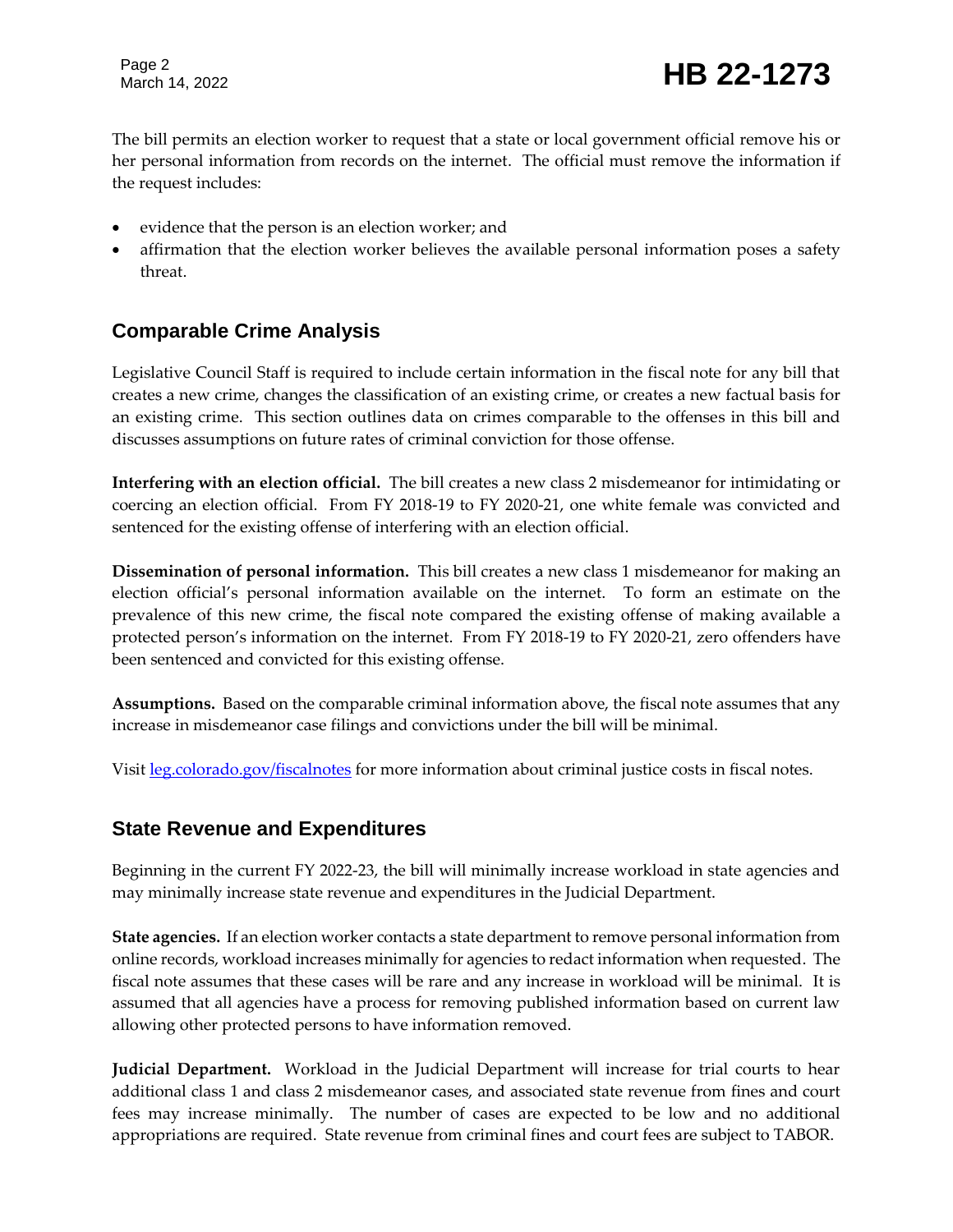The bill permits an election worker to request that a state or local government official remove his or her personal information from records on the internet. The official must remove the information if the request includes:

- evidence that the person is an election worker; and
- affirmation that the election worker believes the available personal information poses a safety threat.

## Comparable Crime Analysis

Legislative Council Staff is required to include certain information in the fiscal note for any bill that creates a new crime, changes the classification of an existing crime, or creates a new factual basis for an existing crime. This section outlines data on crimes comparable to the offenses in this bill and discusses assumptions on future rates of criminal conviction for those offense.

**Interfering with an election official.** The bill creates a new class 2 misdemeanor for intimidating or coercing an election official. From FY 2018-19 to FY 2020-21, one white female was convicted and sentenced for the existing offense of interfering with an election official.

**Dissemination of personal information.** This bill creates a new class 1 misdemeanor for making an election official's personal information available on the internet. To form an estimate on the prevalence of this new crime, the fiscal note compared the existing offense of making available a protected person's information on the internet. From FY 2018-19 to FY 2020-21, zero offenders have been sentenced and convicted for this existing offense.

**Assumptions.** Based on the comparable criminal information above, the fiscal note assumes that any increase in misdemeanor case filings and convictions under the bill will be minimal.

Visit [leg.colorado.gov/fiscalnotes](leg.colorado.gov/fiscalnotes) for more information about criminal justice costs in fiscal notes.

## State Revenue and Expenditures

Beginning in the current FY 2022-23, the bill will minimally increase workload in state agencies and may minimally increase state revenue and expenditures in the Judicial Department.

**State agencies.** If an election worker contacts a state department to remove personal information from online records, workload increases minimally for agencies to redact information when requested. The fiscal note assumes that these cases will be rare and any increase in workload will be minimal. It is assumed that all agencies have a process for removing published information based on current law allowing other protected persons to have information removed.

**Judicial Department.** Workload in the Judicial Department will increase for trial courts to hear additional class 1 and class 2 misdemeanor cases, and associated state revenue from fines and court fees may increase minimally. The number of cases are expected to be low and no additional appropriations are required. State revenue from criminal fines and court fees are subject to TABOR.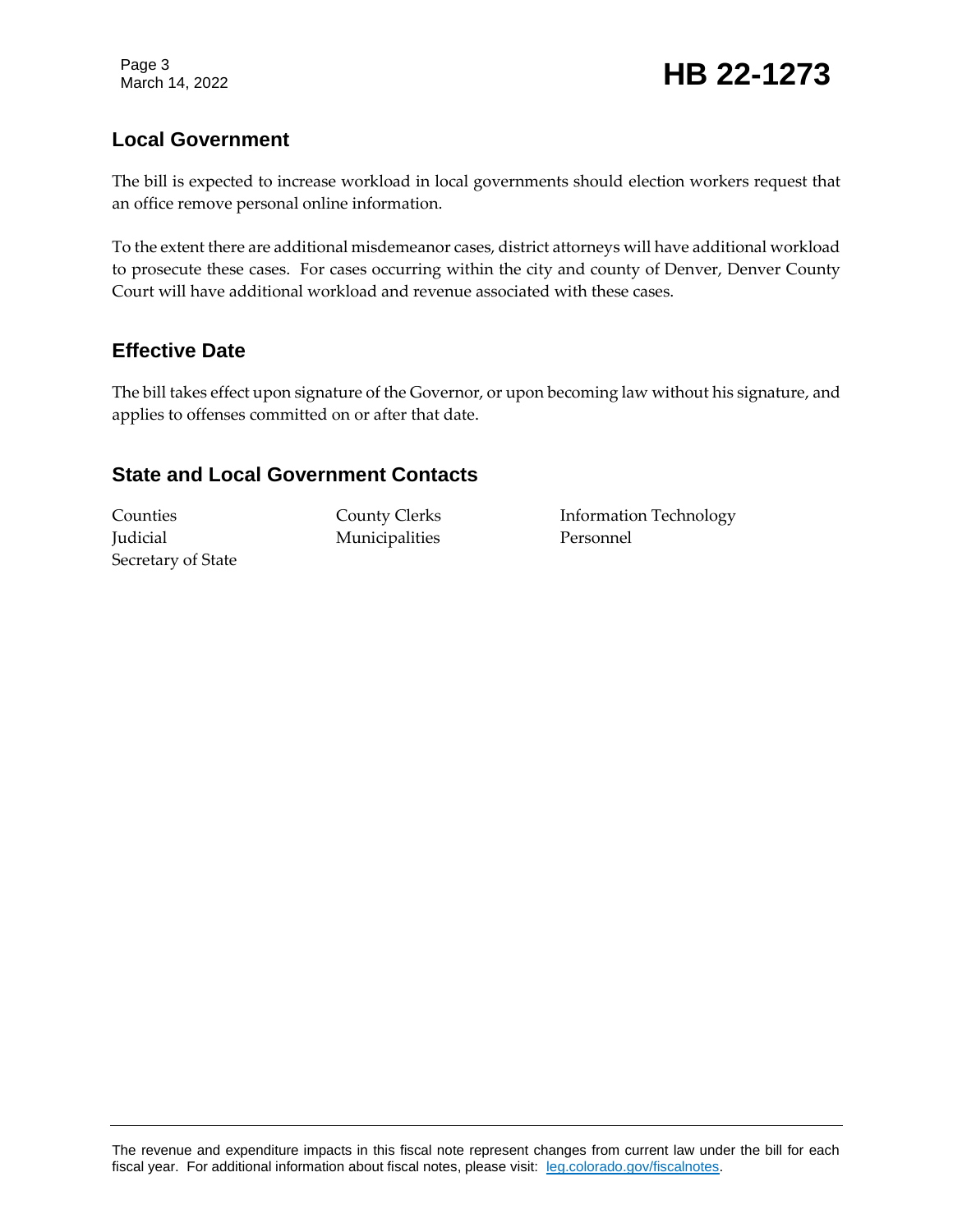## Local Government

The bill is expected to increase workload in local governments should election workers request that an office remove personal online information.

To the extent there are additional misdemeanor cases, district attorneys will have additional workload to prosecute these cases. For cases occurring within the city and county of Denver, Denver County Court will have additional workload and revenue associated with these cases.

## Effective Date

The bill takes effect upon signature of the Governor, or upon becoming law without his signature, and applies to offenses committed on or after that date.

## State and Local Government Contacts

| | | |
|---|---|---|
| Counties | County Clerks | Information Technology |
| Judicial | Municipalities | Personnel |
| Secretary of State | | |

The revenue and expenditure impacts in this fiscal note represent changes from current law under the bill for each fiscal year. For additional information about fiscal notes, please visit: leg.colorado.gov/fiscalnotes.